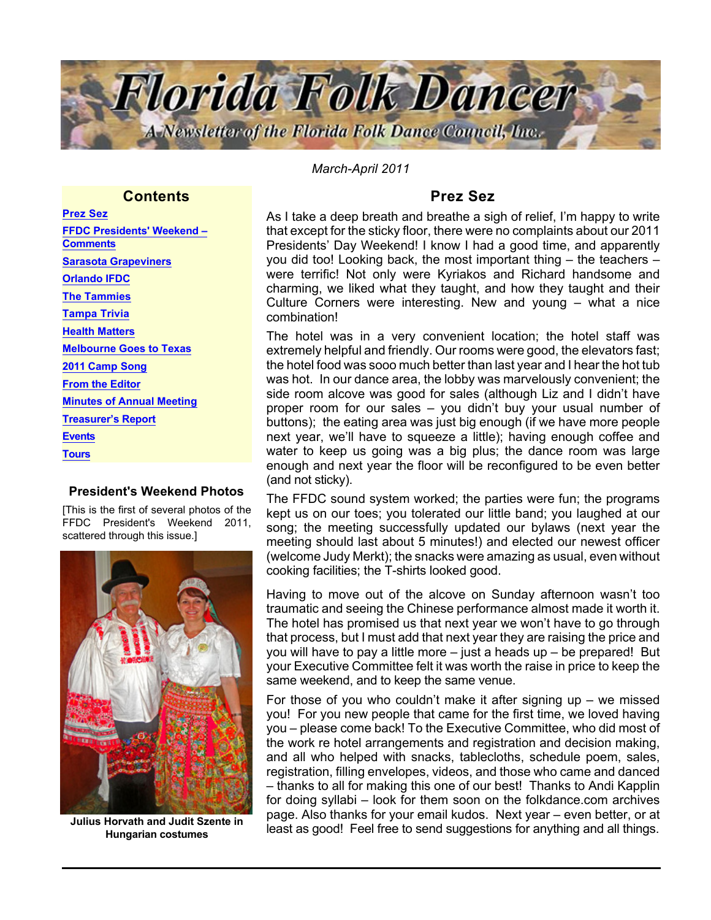# Florida Folk Dancer

A Newsletter of the Florida Folk Dance Council, Inc.

*March-April 2011*

## Contents

- Prez Sez
- FFDC Presidents' Weekend – Comments
- Sarasota Grapeviners
- Orlando IFDC
- The Tammies
- Tampa Trivia
- Health Matters
- Melbourne Goes to Texas
- 2011 Camp Song
- From the Editor
- Minutes of Annual Meeting
- Treasurer's Report
- Events
- Tours

### President's Weekend Photos

[This is the first of several photos of the FFDC President's Weekend 2011, scattered through this issue.]

**Julius Horvath and Judit Szente in Hungarian costumes**

## Prez Sez

As I take a deep breath and breathe a sigh of relief, I'm happy to write that except for the sticky floor, there were no complaints about our 2011 Presidents' Day Weekend! I know I had a good time, and apparently you did too! Looking back, the most important thing – the teachers – were terrific! Not only were Kyriakos and Richard handsome and charming, we liked what they taught, and how they taught and their Culture Corners were interesting. New and young – what a nice combination!

The hotel was in a very convenient location; the hotel staff was extremely helpful and friendly. Our rooms were good, the elevators fast; the hotel food was sooo much better than last year and I hear the hot tub was hot. In our dance area, the lobby was marvelously convenient; the side room alcove was good for sales (although Liz and I didn't have proper room for our sales – you didn't buy your usual number of buttons); the eating area was just big enough (if we have more people next year, we'll have to squeeze a little); having enough coffee and water to keep us going was a big plus; the dance room was large enough and next year the floor will be reconfigured to be even better (and not sticky).

The FFDC sound system worked; the parties were fun; the programs kept us on our toes; you tolerated our little band; you laughed at our song; the meeting successfully updated our bylaws (next year the meeting should last about 5 minutes!) and elected our newest officer (welcome Judy Merkt); the snacks were amazing as usual, even without cooking facilities; the T-shirts looked good.

Having to move out of the alcove on Sunday afternoon wasn't too traumatic and seeing the Chinese performance almost made it worth it. The hotel has promised us that next year we won't have to go through that process, but I must add that next year they are raising the price and you will have to pay a little more – just a heads up – be prepared! But your Executive Committee felt it was worth the raise in price to keep the same weekend, and to keep the same venue.

For those of you who couldn't make it after signing up – we missed you! For you new people that came for the first time, we loved having you – please come back! To the Executive Committee, who did most of the work re hotel arrangements and registration and decision making, and all who helped with snacks, tablecloths, schedule poem, sales, registration, filling envelopes, videos, and those who came and danced – thanks to all for making this one of our best! Thanks to Andi Kapplin for doing syllabi – look for them soon on the folkdance.com archives page. Also thanks for your email kudos. Next year – even better, or at least as good! Feel free to send suggestions for anything and all things.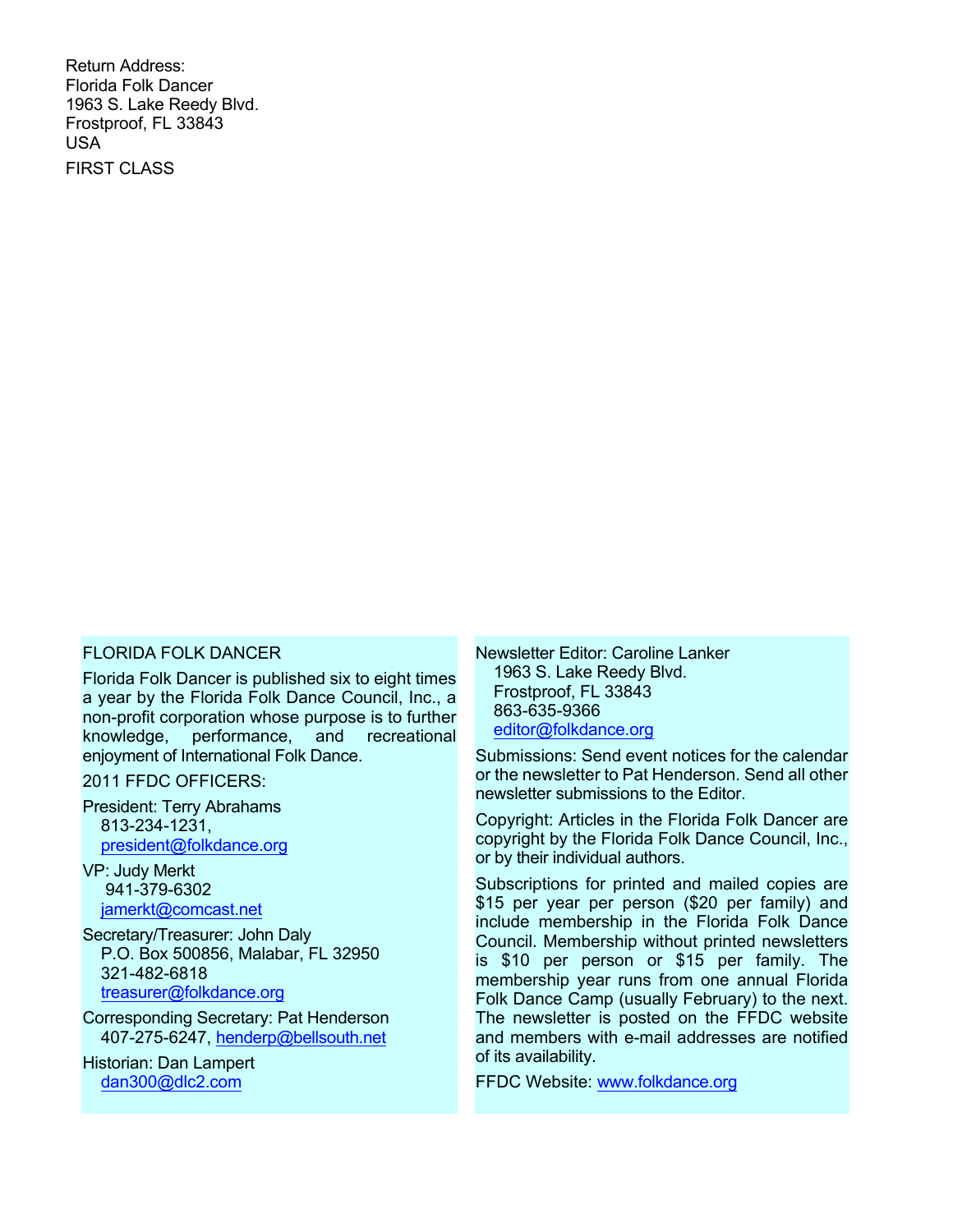Return Address:
Florida Folk Dancer
1963 S. Lake Reedy Blvd.
Frostproof, FL 33843
USA

FIRST CLASS

FLORIDA FOLK DANCER

Florida Folk Dancer is published six to eight times a year by the Florida Folk Dance Council, Inc., a non-profit corporation whose purpose is to further knowledge, performance, and recreational enjoyment of International Folk Dance.

2011 FFDC OFFICERS:

President: Terry Abrahams
813-234-1231,
president@folkdance.org

VP: Judy Merkt
941-379-6302
jamerkt@comcast.net

Secretary/Treasurer: John Daly
P.O. Box 500856, Malabar, FL 32950
321-482-6818
treasurer@folkdance.org

Corresponding Secretary: Pat Henderson
407-275-6247, henderp@bellsouth.net

Historian: Dan Lampert
dan300@dlc2.com

Newsletter Editor: Caroline Lanker
1963 S. Lake Reedy Blvd.
Frostproof, FL 33843
863-635-9366
editor@folkdance.org

Submissions: Send event notices for the calendar or the newsletter to Pat Henderson. Send all other newsletter submissions to the Editor.

Copyright: Articles in the Florida Folk Dancer are copyright by the Florida Folk Dance Council, Inc., or by their individual authors.

Subscriptions for printed and mailed copies are $15 per year per person ($20 per family) and include membership in the Florida Folk Dance Council. Membership without printed newsletters is $10 per person or $15 per family. The membership year runs from one annual Florida Folk Dance Camp (usually February) to the next. The newsletter is posted on the FFDC website and members with e-mail addresses are notified of its availability.

FFDC Website: www.folkdance.org